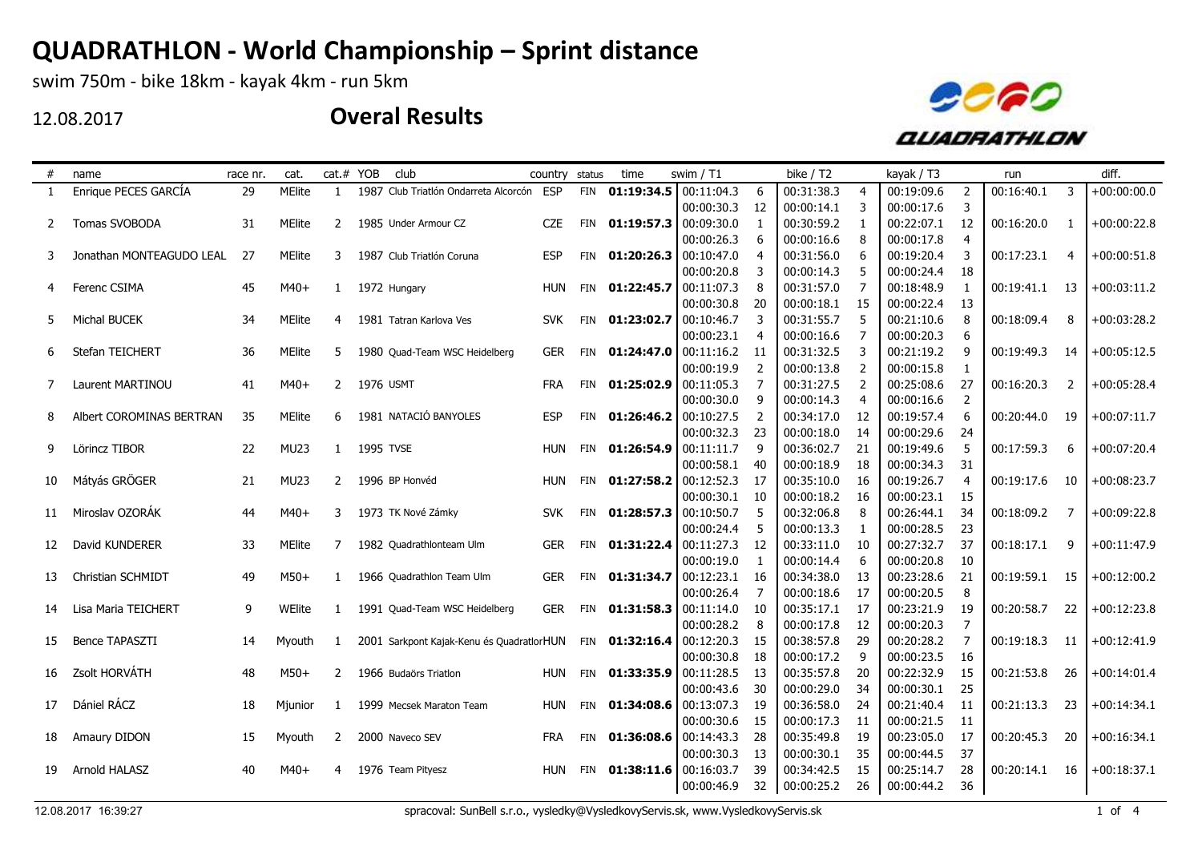# QUADRATHLON - World Championship – Sprint distance

swim 750m - bike 18km - kayak 4km - run 5km

12.08.2017

## Overal Results

| # | name | race nr. | cat. | cat.# | YOB | club | country | status | time | swim / T1 | | bike / T2 | | kayak / T3 | | run | | diff. |
|---|---|---|---|---|---|---|---|---|---|---|---|---|---|---|---|---|---|---|
| 1 | Enrique PECES GARCÍA | 29 | MElite | 1 | 1987 | Club Triatlón Ondarreta Alcorcón | ESP | FIN | **01:19:34.5** | 00:11:04.3 | 6 | 00:31:38.3 | 4 | 00:19:09.6 | 2 | 00:16:40.1 | 3 | +00:00:00.0 |
| | | | | | | | | | | 00:00:30.3 | 12 | 00:00:14.1 | 3 | 00:00:17.6 | 3 | | | |
| 2 | Tomas SVOBODA | 31 | MElite | 2 | 1985 | Under Armour CZ | CZE | FIN | **01:19:57.3** | 00:09:30.0 | 1 | 00:30:59.2 | 1 | 00:22:07.1 | 12 | 00:16:20.0 | 1 | +00:00:22.8 |
| | | | | | | | | | | 00:00:26.3 | 6 | 00:00:16.6 | 8 | 00:00:17.8 | 4 | | | |
| 3 | Jonathan MONTEAGUDO LEAL | 27 | MElite | 3 | 1987 | Club Triatlón Coruna | ESP | FIN | **01:20:26.3** | 00:10:47.0 | 4 | 00:31:56.0 | 6 | 00:19:20.4 | 3 | 00:17:23.1 | 4 | +00:00:51.8 |
| | | | | | | | | | | 00:00:20.8 | 3 | 00:00:14.3 | 5 | 00:00:24.4 | 18 | | | |
| 4 | Ferenc CSIMA | 45 | M40+ | 1 | 1972 | Hungary | HUN | FIN | **01:22:45.7** | 00:11:07.3 | 8 | 00:31:57.0 | 7 | 00:18:48.9 | 1 | 00:19:41.1 | 13 | +00:03:11.2 |
| | | | | | | | | | | 00:00:30.8 | 20 | 00:00:18.1 | 15 | 00:00:22.4 | 13 | | | |
| 5 | Michal BUCEK | 34 | MElite | 4 | 1981 | Tatran Karlova Ves | SVK | FIN | **01:23:02.7** | 00:10:46.7 | 3 | 00:31:55.7 | 5 | 00:21:10.6 | 8 | 00:18:09.4 | 8 | +00:03:28.2 |
| | | | | | | | | | | 00:00:23.1 | 4 | 00:00:16.6 | 7 | 00:00:20.3 | 6 | | | |
| 6 | Stefan TEICHERT | 36 | MElite | 5 | 1980 | Quad-Team WSC Heidelberg | GER | FIN | **01:24:47.0** | 00:11:16.2 | 11 | 00:31:32.5 | 3 | 00:21:19.2 | 9 | 00:19:49.3 | 14 | +00:05:12.5 |
| | | | | | | | | | | 00:00:19.9 | 2 | 00:00:13.8 | 2 | 00:00:15.8 | 1 | | | |
| 7 | Laurent MARTINOU | 41 | M40+ | 2 | 1976 | USMT | FRA | FIN | **01:25:02.9** | 00:11:05.3 | 7 | 00:31:27.5 | 2 | 00:25:08.6 | 27 | 00:16:20.3 | 2 | +00:05:28.4 |
| | | | | | | | | | | 00:00:30.0 | 9 | 00:00:14.3 | 4 | 00:00:16.6 | 2 | | | |
| 8 | Albert COROMINAS BERTRAN | 35 | MElite | 6 | 1981 | NATACIÓ BANYOLES | ESP | FIN | **01:26:46.2** | 00:10:27.5 | 2 | 00:34:17.0 | 12 | 00:19:57.4 | 6 | 00:20:44.0 | 19 | +00:07:11.7 |
| | | | | | | | | | | 00:00:32.3 | 23 | 00:00:18.0 | 14 | 00:00:29.6 | 24 | | | |
| 9 | Lörincz TIBOR | 22 | MU23 | 1 | 1995 | TVSE | HUN | FIN | **01:26:54.9** | 00:11:11.7 | 9 | 00:36:02.7 | 21 | 00:19:49.6 | 5 | 00:17:59.3 | 6 | +00:07:20.4 |
| | | | | | | | | | | 00:00:58.1 | 40 | 00:00:18.9 | 18 | 00:00:34.3 | 31 | | | |
| 10 | Mátyás GRÖGER | 21 | MU23 | 2 | 1996 | BP Honvéd | HUN | FIN | **01:27:58.2** | 00:12:52.3 | 17 | 00:35:10.0 | 16 | 00:19:26.7 | 4 | 00:19:17.6 | 10 | +00:08:23.7 |
| | | | | | | | | | | 00:00:30.1 | 10 | 00:00:18.2 | 16 | 00:00:23.1 | 15 | | | |
| 11 | Miroslav OZORÁK | 44 | M40+ | 3 | 1973 | TK Nové Zámky | SVK | FIN | **01:28:57.3** | 00:10:50.7 | 5 | 00:32:06.8 | 8 | 00:26:44.1 | 34 | 00:18:09.2 | 7 | +00:09:22.8 |
| | | | | | | | | | | 00:00:24.4 | 5 | 00:00:13.3 | 1 | 00:00:28.5 | 23 | | | |
| 12 | David KUNDERER | 33 | MElite | 7 | 1982 | Quadrathlonteam Ulm | GER | FIN | **01:31:22.4** | 00:11:27.3 | 12 | 00:33:11.0 | 10 | 00:27:32.7 | 37 | 00:18:17.1 | 9 | +00:11:47.9 |
| | | | | | | | | | | 00:00:19.0 | 1 | 00:00:14.4 | 6 | 00:00:20.8 | 10 | | | |
| 13 | Christian SCHMIDT | 49 | M50+ | 1 | 1966 | Quadrathlon Team Ulm | GER | FIN | **01:31:34.7** | 00:12:23.1 | 16 | 00:34:38.0 | 13 | 00:23:28.6 | 21 | 00:19:59.1 | 15 | +00:12:00.2 |
| | | | | | | | | | | 00:00:26.4 | 7 | 00:00:18.6 | 17 | 00:00:20.5 | 8 | | | |
| 14 | Lisa Maria TEICHERT | 9 | WElite | 1 | 1991 | Quad-Team WSC Heidelberg | GER | FIN | **01:31:58.3** | 00:11:14.0 | 10 | 00:35:17.1 | 17 | 00:23:21.9 | 19 | 00:20:58.7 | 22 | +00:12:23.8 |
| | | | | | | | | | | 00:00:28.2 | 8 | 00:00:17.8 | 12 | 00:00:20.3 | 7 | | | |
| 15 | Bence TAPASZTI | 14 | Myouth | 1 | 2001 | Sarkpont Kajak-Kenu és Quadratlon | HUN | FIN | **01:32:16.4** | 00:12:20.3 | 15 | 00:38:57.8 | 29 | 00:20:28.2 | 7 | 00:19:18.3 | 11 | +00:12:41.9 |
| | | | | | | | | | | 00:00:30.8 | 18 | 00:00:17.2 | 9 | 00:00:23.5 | 16 | | | |
| 16 | Zsolt HORVÁTH | 48 | M50+ | 2 | 1966 | Budaörs Triatlon | HUN | FIN | **01:33:35.9** | 00:11:28.5 | 13 | 00:35:57.8 | 20 | 00:22:32.9 | 15 | 00:21:53.8 | 26 | +00:14:01.4 |
| | | | | | | | | | | 00:00:43.6 | 30 | 00:00:29.0 | 34 | 00:00:30.1 | 25 | | | |
| 17 | Dániel RÁCZ | 18 | Mjunior | 1 | 1999 | Mecsek Maraton Team | HUN | FIN | **01:34:08.6** | 00:13:07.3 | 19 | 00:36:58.0 | 24 | 00:21:40.4 | 11 | 00:21:13.3 | 23 | +00:14:34.1 |
| | | | | | | | | | | 00:00:30.6 | 15 | 00:00:17.3 | 11 | 00:00:21.5 | 11 | | | |
| 18 | Amaury DIDON | 15 | Myouth | 2 | 2000 | Naveco SEV | FRA | FIN | **01:36:08.6** | 00:14:43.3 | 28 | 00:35:49.8 | 19 | 00:23:05.0 | 17 | 00:20:45.3 | 20 | +00:16:34.1 |
| | | | | | | | | | | 00:00:30.3 | 13 | 00:00:30.1 | 35 | 00:00:44.5 | 37 | | | |
| 19 | Arnold HALASZ | 40 | M40+ | 4 | 1976 | Team Pityesz | HUN | FIN | **01:38:11.6** | 00:16:03.7 | 39 | 00:34:42.5 | 15 | 00:25:14.7 | 28 | 00:20:14.1 | 16 | +00:18:37.1 |
| | | | | | | | | | | 00:00:46.9 | 32 | 00:00:25.2 | 26 | 00:00:44.2 | 36 | | | |

12.08.2017 16:39:27 spracoval: SunBell s.r.o., vysledky@VysledkovyServis.sk, www.VysledkovyServis.sk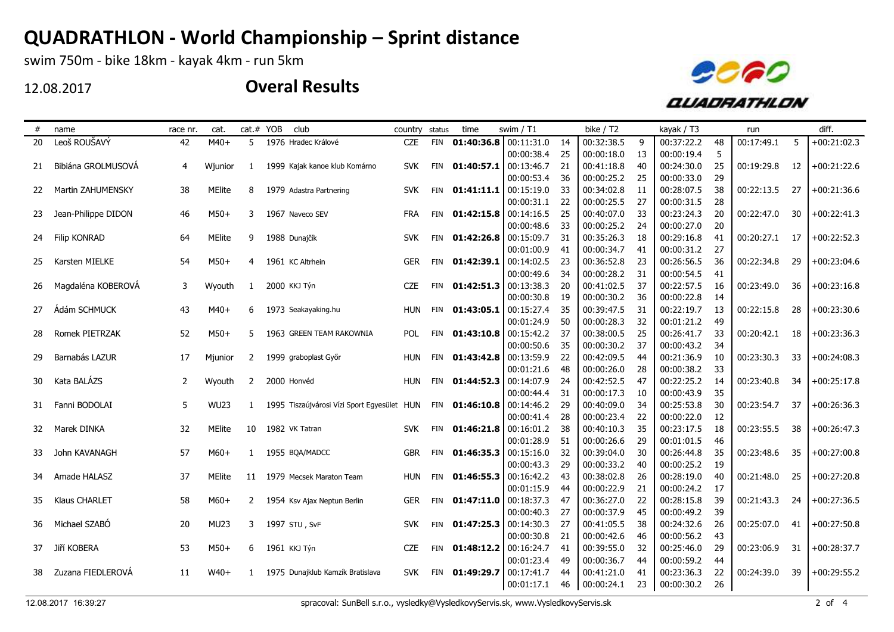# QUADRATHLON - World Championship – Sprint distance

swim 750m - bike 18km - kayak 4km - run 5km

12.08.2017

## Overal Results

| # | name | race nr. | cat. | cat.# | YOB | club | country | status | time | swim / T1 | | bike / T2 | | kayak / T3 | | run | | diff. |
|---|---|---|---|---|---|---|---|---|---|---|---|---|---|---|---|---|---|---|
| 20 | Leoš ROUŠAVÝ | 42 | M40+ | 5 | 1976 | Hradec Králové | CZE | FIN | **01:40:36.8** | 00:11:31.0 | 14 | 00:32:38.5 | 9 | 00:37:22.2 | 48 | 00:17:49.1 | 5 | +00:21:02.3 |
| | | | | | | | | | | 00:00:38.4 | 25 | 00:00:18.0 | 13 | 00:00:19.4 | 5 | | | |
| 21 | Bibiána GROLMUSOVÁ | 4 | Wjunior | 1 | 1999 | Kajak kanoe klub Komárno | SVK | FIN | **01:40:57.1** | 00:13:46.7 | 21 | 00:41:18.8 | 40 | 00:24:30.0 | 25 | 00:19:29.8 | 12 | +00:21:22.6 |
| | | | | | | | | | | 00:00:53.4 | 36 | 00:00:25.2 | 25 | 00:00:33.0 | 29 | | | |
| 22 | Martin ZAHUMENSKY | 38 | MElite | 8 | 1979 | Adastra Partnering | SVK | FIN | **01:41:11.1** | 00:15:19.0 | 33 | 00:34:02.8 | 11 | 00:28:07.5 | 38 | 00:22:13.5 | 27 | +00:21:36.6 |
| | | | | | | | | | | 00:00:31.1 | 22 | 00:00:25.5 | 27 | 00:00:31.5 | 28 | | | |
| 23 | Jean-Philippe DIDON | 46 | M50+ | 3 | 1967 | Naveco SEV | FRA | FIN | **01:42:15.8** | 00:14:16.5 | 25 | 00:40:07.0 | 33 | 00:23:24.3 | 20 | 00:22:47.0 | 30 | +00:22:41.3 |
| | | | | | | | | | | 00:00:48.6 | 33 | 00:00:25.2 | 24 | 00:00:27.0 | 20 | | | |
| 24 | Filip KONRAD | 64 | MElite | 9 | 1988 | Dunajčík | SVK | FIN | **01:42:26.8** | 00:15:09.7 | 31 | 00:35:26.3 | 18 | 00:29:16.8 | 41 | 00:20:27.1 | 17 | +00:22:52.3 |
| | | | | | | | | | | 00:01:00.9 | 41 | 00:00:34.7 | 41 | 00:00:31.2 | 27 | | | |
| 25 | Karsten MIELKE | 54 | M50+ | 4 | 1961 | KC Altrhein | GER | FIN | **01:42:39.1** | 00:14:02.5 | 23 | 00:36:52.8 | 23 | 00:26:56.5 | 36 | 00:22:34.8 | 29 | +00:23:04.6 |
| | | | | | | | | | | 00:00:49.6 | 34 | 00:00:28.2 | 31 | 00:00:54.5 | 41 | | | |
| 26 | Magdaléna KOBEROVÁ | 3 | Wyouth | 1 | 2000 | KKJ Týn | CZE | FIN | **01:42:51.3** | 00:13:38.3 | 20 | 00:41:02.5 | 37 | 00:22:57.5 | 16 | 00:23:49.0 | 36 | +00:23:16.8 |
| | | | | | | | | | | 00:00:30.8 | 19 | 00:00:30.2 | 36 | 00:00:22.8 | 14 | | | |
| 27 | Ádám SCHMUCK | 43 | M40+ | 6 | 1973 | Seakayaking.hu | HUN | FIN | **01:43:05.1** | 00:15:27.4 | 35 | 00:39:47.5 | 31 | 00:22:19.7 | 13 | 00:22:15.8 | 28 | +00:23:30.6 |
| | | | | | | | | | | 00:01:24.9 | 50 | 00:00:28.3 | 32 | 00:01:21.2 | 49 | | | |
| 28 | Romek PIETRZAK | 52 | M50+ | 5 | 1963 | GREEN TEAM RAKOWNIA | POL | FIN | **01:43:10.8** | 00:15:42.2 | 37 | 00:38:00.5 | 25 | 00:26:41.7 | 33 | 00:20:42.1 | 18 | +00:23:36.3 |
| | | | | | | | | | | 00:00:50.6 | 35 | 00:00:30.2 | 37 | 00:00:43.2 | 34 | | | |
| 29 | Barnabás LAZUR | 17 | Mjunior | 2 | 1999 | graboplast Győr | HUN | FIN | **01:43:42.8** | 00:13:59.9 | 22 | 00:42:09.5 | 44 | 00:21:36.9 | 10 | 00:23:30.3 | 33 | +00:24:08.3 |
| | | | | | | | | | | 00:01:21.6 | 48 | 00:00:26.0 | 28 | 00:00:38.2 | 33 | | | |
| 30 | Kata BALÁZS | 2 | Wyouth | 2 | 2000 | Honvéd | HUN | FIN | **01:44:52.3** | 00:14:07.9 | 24 | 00:42:52.5 | 47 | 00:22:25.2 | 14 | 00:23:40.8 | 34 | +00:25:17.8 |
| | | | | | | | | | | 00:00:44.4 | 31 | 00:00:17.3 | 10 | 00:00:43.9 | 35 | | | |
| 31 | Fanni BODOLAI | 5 | WU23 | 1 | 1995 | Tiszaújvárosi Vízi Sport Egyesület | HUN | FIN | **01:46:10.8** | 00:14:46.2 | 29 | 00:40:09.0 | 34 | 00:25:53.8 | 30 | 00:23:54.7 | 37 | +00:26:36.3 |
| | | | | | | | | | | 00:00:41.4 | 28 | 00:00:23.4 | 22 | 00:00:22.0 | 12 | | | |
| 32 | Marek DINKA | 32 | MElite | 10 | 1982 | VK Tatran | SVK | FIN | **01:46:21.8** | 00:16:01.2 | 38 | 00:40:10.3 | 35 | 00:23:17.5 | 18 | 00:23:55.5 | 38 | +00:26:47.3 |
| | | | | | | | | | | 00:01:28.9 | 51 | 00:00:26.6 | 29 | 00:01:01.5 | 46 | | | |
| 33 | John KAVANAGH | 57 | M60+ | 1 | 1955 | BQA/MADCC | GBR | FIN | **01:46:35.3** | 00:15:16.0 | 32 | 00:39:04.0 | 30 | 00:26:44.8 | 35 | 00:23:48.6 | 35 | +00:27:00.8 |
| | | | | | | | | | | 00:00:43.3 | 29 | 00:00:33.2 | 40 | 00:00:25.2 | 19 | | | |
| 34 | Amade HALASZ | 37 | MElite | 11 | 1979 | Mecsek Maraton Team | HUN | FIN | **01:46:55.3** | 00:16:42.2 | 43 | 00:38:02.8 | 26 | 00:28:19.0 | 40 | 00:21:48.0 | 25 | +00:27:20.8 |
| | | | | | | | | | | 00:01:15.9 | 44 | 00:00:22.9 | 21 | 00:00:24.2 | 17 | | | |
| 35 | Klaus CHARLET | 58 | M60+ | 2 | 1954 | Ksv Ajax Neptun Berlin | GER | FIN | **01:47:11.0** | 00:18:37.3 | 47 | 00:36:27.0 | 22 | 00:28:15.8 | 39 | 00:21:43.3 | 24 | +00:27:36.5 |
| | | | | | | | | | | 00:00:40.3 | 27 | 00:00:37.9 | 45 | 00:00:49.2 | 39 | | | |
| 36 | Michael SZABÓ | 20 | MU23 | 3 | 1997 | STU , SvF | SVK | FIN | **01:47:25.3** | 00:14:30.3 | 27 | 00:41:05.5 | 38 | 00:24:32.6 | 26 | 00:25:07.0 | 41 | +00:27:50.8 |
| | | | | | | | | | | 00:00:30.8 | 21 | 00:00:42.6 | 46 | 00:00:56.2 | 43 | | | |
| 37 | Jiří KOBERA | 53 | M50+ | 6 | 1961 | KKJ Týn | CZE | FIN | **01:48:12.2** | 00:16:24.7 | 41 | 00:39:55.0 | 32 | 00:25:46.0 | 29 | 00:23:06.9 | 31 | +00:28:37.7 |
| | | | | | | | | | | 00:01:23.4 | 49 | 00:00:36.7 | 44 | 00:00:59.2 | 44 | | | |
| 38 | Zuzana FIEDLEROVÁ | 11 | W40+ | 1 | 1975 | Dunajklub Kamzík Bratislava | SVK | FIN | **01:49:29.7** | 00:17:41.7 | 44 | 00:41:21.0 | 41 | 00:23:36.3 | 22 | 00:24:39.0 | 39 | +00:29:55.2 |
| | | | | | | | | | | 00:01:17.1 | 46 | 00:00:24.1 | 23 | 00:00:30.2 | 26 | | | |

12.08.2017 16:39:27

spracoval: SunBell s.r.o., vysledky@VysledkovyServis.sk, www.VysledkovyServis.sk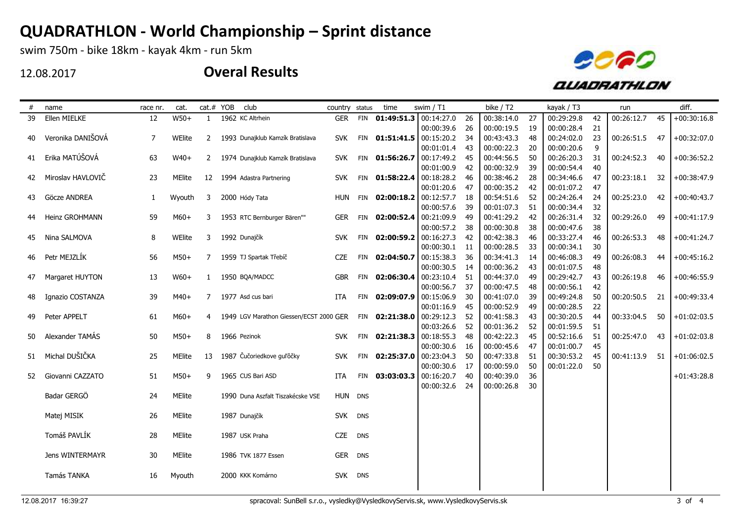# QUADRATHLON - World Championship – Sprint distance

swim 750m - bike 18km - kayak 4km - run 5km

12.08.2017

## Overal Results

| # | name | race nr. | cat. | cat.# | YOB | club | country | status | time | swim / T1 | | bike / T2 | | kayak / T3 | | run | | diff. |
|---|---|---|---|---|---|---|---|---|---|---|---|---|---|---|---|---|---|---|
| 39 | Ellen MIELKE | 12 | W50+ | 1 | 1962 | KC Altrhein | GER | FIN | **01:49:51.3** | 00:14:27.0 | 26 | 00:38:14.0 | 27 | 00:29:29.8 | 42 | 00:26:12.7 | 45 | +00:30:16.8 |
| | | | | | | | | | | 00:00:39.6 | 26 | 00:00:19.5 | 19 | 00:00:28.4 | 21 | | | |
| 40 | Veronika DANIŠOVÁ | 7 | WElite | 2 | 1993 | Dunajklub Kamzík Bratislava | SVK | FIN | **01:51:41.5** | 00:15:20.2 | 34 | 00:43:43.3 | 48 | 00:24:02.0 | 23 | 00:26:51.5 | 47 | +00:32:07.0 |
| | | | | | | | | | | 00:01:01.4 | 43 | 00:00:22.3 | 20 | 00:00:20.6 | 9 | | | |
| 41 | Erika MATÚŠOVÁ | 63 | W40+ | 2 | 1974 | Dunajklub Kamzík Bratislava | SVK | FIN | **01:56:26.7** | 00:17:49.2 | 45 | 00:44:56.5 | 50 | 00:26:20.3 | 31 | 00:24:52.3 | 40 | +00:36:52.2 |
| | | | | | | | | | | 00:01:00.9 | 42 | 00:00:32.9 | 39 | 00:00:54.4 | 40 | | | |
| 42 | Miroslav HAVLOVIČ | 23 | MElite | 12 | 1994 | Adastra Partnering | SVK | FIN | **01:58:22.4** | 00:18:28.2 | 46 | 00:38:46.2 | 28 | 00:34:46.6 | 47 | 00:23:18.1 | 32 | +00:38:47.9 |
| | | | | | | | | | | 00:01:20.6 | 47 | 00:00:35.2 | 42 | 00:01:07.2 | 47 | | | |
| 43 | Göcze ANDREA | 1 | Wyouth | 3 | 2000 | Hódy Tata | HUN | FIN | **02:00:18.2** | 00:12:57.7 | 18 | 00:54:51.6 | 52 | 00:24:26.4 | 24 | 00:25:23.0 | 42 | +00:40:43.7 |
| | | | | | | | | | | 00:00:57.6 | 39 | 00:01:07.3 | 51 | 00:00:34.4 | 32 | | | |
| 44 | Heinz GROHMANN | 59 | M60+ | 3 | 1953 | RTC Bernburger Bären"" | GER | FIN | **02:00:52.4** | 00:21:09.9 | 49 | 00:41:29.2 | 42 | 00:26:31.4 | 32 | 00:29:26.0 | 49 | +00:41:17.9 |
| | | | | | | | | | | 00:00:57.2 | 38 | 00:00:30.8 | 38 | 00:00:47.6 | 38 | | | |
| 45 | Nina SALMOVA | 8 | WElite | 3 | 1992 | Dunajčík | SVK | FIN | **02:00:59.2** | 00:16:27.3 | 42 | 00:42:38.3 | 46 | 00:33:27.4 | 46 | 00:26:53.3 | 48 | +00:41:24.7 |
| | | | | | | | | | | 00:00:30.1 | 11 | 00:00:28.5 | 33 | 00:00:34.1 | 30 | | | |
| 46 | Petr MEJZLÍK | 56 | M50+ | 7 | 1959 | TJ Spartak Třebíč | CZE | FIN | **02:04:50.7** | 00:15:38.3 | 36 | 00:34:41.3 | 14 | 00:46:08.3 | 49 | 00:26:08.3 | 44 | +00:45:16.2 |
| | | | | | | | | | | 00:00:30.5 | 14 | 00:00:36.2 | 43 | 00:01:07.5 | 48 | | | |
| 47 | Margaret HUYTON | 13 | W60+ | 1 | 1950 | BQA/MADCC | GBR | FIN | **02:06:30.4** | 00:23:10.4 | 51 | 00:44:37.0 | 49 | 00:29:42.7 | 43 | 00:26:19.8 | 46 | +00:46:55.9 |
| | | | | | | | | | | 00:00:56.7 | 37 | 00:00:47.5 | 48 | 00:00:56.1 | 42 | | | |
| 48 | Ignazio COSTANZA | 39 | M40+ | 7 | 1977 | Asd cus bari | ITA | FIN | **02:09:07.9** | 00:15:06.9 | 30 | 00:41:07.0 | 39 | 00:49:24.8 | 50 | 00:20:50.5 | 21 | +00:49:33.4 |
| | | | | | | | | | | 00:01:16.9 | 45 | 00:00:52.9 | 49 | 00:00:28.5 | 22 | | | |
| 49 | Peter APPELT | 61 | M60+ | 4 | 1949 | LGV Marathon Giessen/ECST 2000 | GER | FIN | **02:21:38.0** | 00:29:12.3 | 52 | 00:41:58.3 | 43 | 00:30:20.5 | 44 | 00:33:04.5 | 50 | +01:02:03.5 |
| | | | | | | | | | | 00:03:26.6 | 52 | 00:01:36.2 | 52 | 00:01:59.5 | 51 | | | |
| 50 | Alexander TAMÁS | 50 | M50+ | 8 | 1966 | Pezinok | SVK | FIN | **02:21:38.3** | 00:18:55.3 | 48 | 00:42:22.3 | 45 | 00:52:16.6 | 51 | 00:25:47.0 | 43 | +01:02:03.8 |
| | | | | | | | | | | 00:00:30.6 | 16 | 00:00:45.6 | 47 | 00:01:00.7 | 45 | | | |
| 51 | Michal DUŠIČKA | 25 | MElite | 13 | 1987 | Čučoriedkove guľôčky | SVK | FIN | **02:25:37.0** | 00:23:04.3 | 50 | 00:47:33.8 | 51 | 00:30:53.2 | 45 | 00:41:13.9 | 51 | +01:06:02.5 |
| | | | | | | | | | | 00:00:30.6 | 17 | 00:00:59.0 | 50 | 00:01:22.0 | 50 | | | |
| 52 | Giovanni CAZZATO | 51 | M50+ | 9 | 1965 | CUS Bari ASD | ITA | FIN | **03:03:03.3** | 00:16:20.7 | 40 | 00:40:39.0 | 36 | | | | | +01:43:28.8 |
| | | | | | | | | | | 00:00:32.6 | 24 | 00:00:26.8 | 30 | | | | | |
| | Badar GERGÖ | 24 | MElite | | 1990 | Duna Aszfalt Tiszakécske VSE | HUN | DNS | | | | | | | | | | |
| | Matej MISIK | 26 | MElite | | 1987 | Dunajčík | SVK | DNS | | | | | | | | | | |
| | Tomáš PAVLÍK | 28 | MElite | | 1987 | USK Praha | CZE | DNS | | | | | | | | | | |
| | Jens WINTERMAYR | 30 | MElite | | 1986 | TVK 1877 Essen | GER | DNS | | | | | | | | | | |
| | Tamás TANKA | 16 | Myouth | | 2000 | KKK Komárno | SVK | DNS | | | | | | | | | | |

12.08.2017 16:39:27 — spracoval: SunBell s.r.o., vysledky@VysledkovyServis.sk, www.VysledkovyServis.sk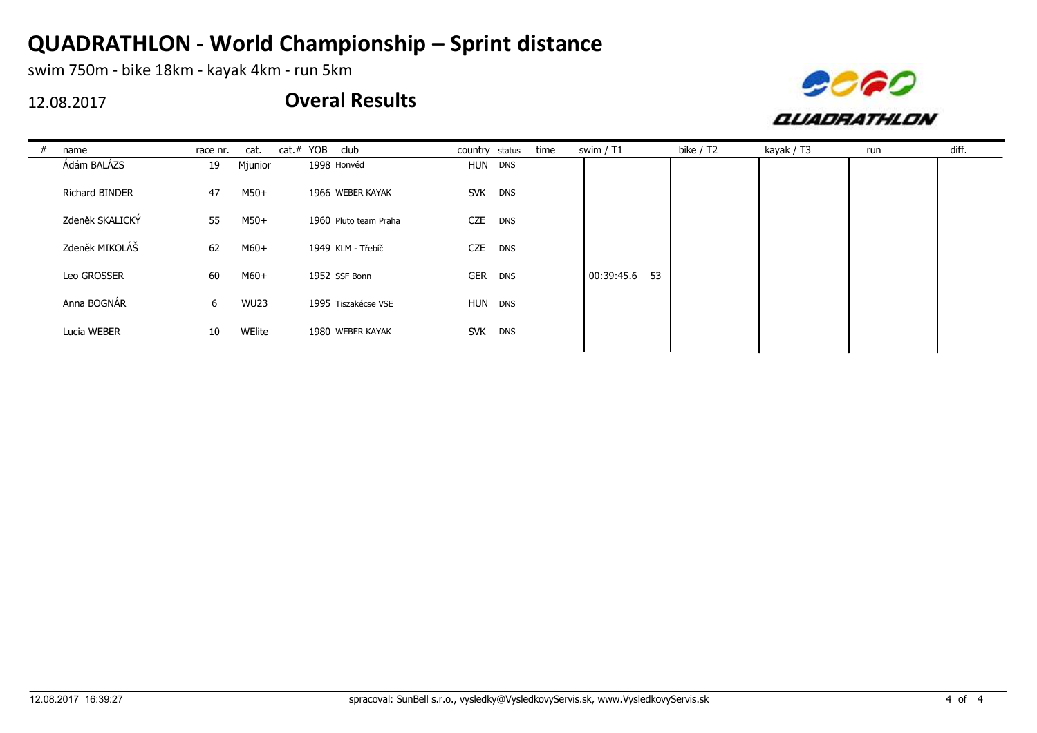# QUADRATHLON - World Championship – Sprint distance

swim 750m - bike 18km - kayak 4km - run 5km

12.08.2017

## Overal Results

| # | name | race nr. | cat. | cat.# | YOB | club | country | status | time | swim / T1 | bike / T2 | kayak / T3 | run | diff. |
|---|---|---|---|---|---|---|---|---|---|---|---|---|---|---|
| | Ádám BALÁZS | 19 | Mjunior | | 1998 | Honvéd | HUN | DNS | | | | | | |
| | Richard BINDER | 47 | M50+ | | 1966 | WEBER KAYAK | SVK | DNS | | | | | | |
| | Zdeněk SKALICKÝ | 55 | M50+ | | 1960 | Pluto team Praha | CZE | DNS | | | | | | |
| | Zdeněk MIKOLÁŠ | 62 | M60+ | | 1949 | KLM - Třebíč | CZE | DNS | | | | | | |
| | Leo GROSSER | 60 | M60+ | | 1952 | SSF Bonn | GER | DNS | | 00:39:45.6 53 | | | | |
| | Anna BOGNÁR | 6 | WU23 | | 1995 | Tiszakécse VSE | HUN | DNS | | | | | | |
| | Lucia WEBER | 10 | WElite | | 1980 | WEBER KAYAK | SVK | DNS | | | | | | |

12.08.2017 16:39:27 spracoval: SunBell s.r.o., vysledky@VysledkovyServis.sk, www.VysledkovyServis.sk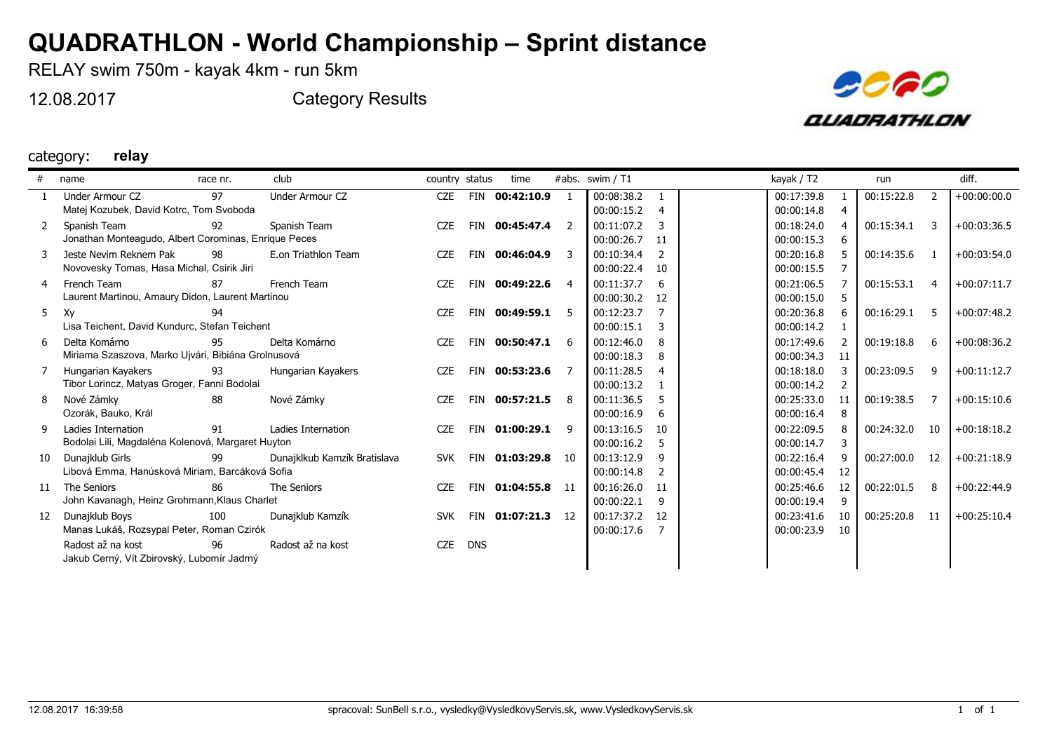# QUADRATHLON - World Championship – Sprint distance

RELAY swim 750m - kayak 4km - run 5km

12.08.2017 Category Results

category: **relay**

| # | name | race nr. | club | country | status | time | #abs. | swim / T1 | | kayak / T2 | | run | | diff. |
|---|---|---|---|---|---|---|---|---|---|---|---|---|---|---|
| 1 | Under Armour CZ<br>Matej Kozubek, David Kotrc, Tom Svoboda | 97 | Under Armour CZ | CZE | FIN | **00:42:10.9** | 1 | 00:08:38.2<br>00:00:15.2 | 1<br>4 | 00:17:39.8<br>00:00:14.8 | 1<br>4 | 00:15:22.8 | 2 | +00:00:00.0 |
| 2 | Spanish Team<br>Jonathan Monteagudo, Albert Corominas, Enrique Peces | 92 | Spanish Team | CZE | FIN | **00:45:47.4** | 2 | 00:11:07.2<br>00:00:26.7 | 3<br>11 | 00:18:24.0<br>00:00:15.3 | 4<br>6 | 00:15:34.1 | 3 | +00:03:36.5 |
| 3 | Jeste Nevim Reknem Pak<br>Novovesky Tomas, Hasa Michal, Csirik Jiri | 98 | E.on Triathlon Team | CZE | FIN | **00:46:04.9** | 3 | 00:10:34.4<br>00:00:22.4 | 2<br>10 | 00:20:16.8<br>00:00:15.5 | 5<br>7 | 00:14:35.6 | 1 | +00:03:54.0 |
| 4 | French Team<br>Laurent Martinou, Amaury Didon, Laurent Martinou | 87 | French Team | CZE | FIN | **00:49:22.6** | 4 | 00:11:37.7<br>00:00:30.2 | 6<br>12 | 00:21:06.5<br>00:00:15.0 | 7<br>5 | 00:15:53.1 | 4 | +00:07:11.7 |
| 5 | Xy<br>Lisa Teichent, David Kundurc, Stefan Teichent | 94 | | CZE | FIN | **00:49:59.1** | 5 | 00:12:23.7<br>00:00:15.1 | 7<br>3 | 00:20:36.8<br>00:00:14.2 | 6<br>1 | 00:16:29.1 | 5 | +00:07:48.2 |
| 6 | Delta Komárno<br>Miriama Szaszova, Marko Ujvári, Bibiána Grolnusová | 95 | Delta Komárno | CZE | FIN | **00:50:47.1** | 6 | 00:12:46.0<br>00:00:18.3 | 8<br>8 | 00:17:49.6<br>00:00:34.3 | 2<br>11 | 00:19:18.8 | 6 | +00:08:36.2 |
| 7 | Hungarian Kayakers<br>Tibor Lorincz, Matyas Groger, Fanni Bodolai | 93 | Hungarian Kayakers | CZE | FIN | **00:53:23.6** | 7 | 00:11:28.5<br>00:00:13.2 | 4<br>1 | 00:18:18.0<br>00:00:14.2 | 3<br>2 | 00:23:09.5 | 9 | +00:11:12.7 |
| 8 | Nové Zámky<br>Ozorák, Bauko, Král | 88 | Nové Zámky | CZE | FIN | **00:57:21.5** | 8 | 00:11:36.5<br>00:00:16.9 | 5<br>6 | 00:25:33.0<br>00:00:16.4 | 11<br>8 | 00:19:38.5 | 7 | +00:15:10.6 |
| 9 | Ladies Internation<br>Bodolai Lili, Magdaléna Kolenová, Margaret Huyton | 91 | Ladies Internation | CZE | FIN | **01:00:29.1** | 9 | 00:13:16.5<br>00:00:16.2 | 10<br>5 | 00:22:09.5<br>00:00:14.7 | 8<br>3 | 00:24:32.0 | 10 | +00:18:18.2 |
| 10 | Dunajklub Girls<br>Libová Emma, Hanúsková Miriam, Barcáková Sofia | 99 | Dunajklkub Kamzík Bratislava | SVK | FIN | **01:03:29.8** | 10 | 00:13:12.9<br>00:00:14.8 | 9<br>2 | 00:22:16.4<br>00:00:45.4 | 9<br>12 | 00:27:00.0 | 12 | +00:21:18.9 |
| 11 | The Seniors<br>John Kavanagh, Heinz Grohmann,Klaus Charlet | 86 | The Seniors | CZE | FIN | **01:04:55.8** | 11 | 00:16:26.0<br>00:00:22.1 | 11<br>9 | 00:25:46.6<br>00:00:19.4 | 12<br>9 | 00:22:01.5 | 8 | +00:22:44.9 |
| 12 | Dunajklub Boys<br>Manas Lukáš, Rozsypal Peter, Roman Czirók | 100 | Dunajklub Kamzík | SVK | FIN | **01:07:21.3** | 12 | 00:17:37.2<br>00:00:17.6 | 12<br>7 | 00:23:41.6<br>00:00:23.9 | 10<br>10 | 00:25:20.8 | 11 | +00:25:10.4 |
| | Radost až na kost<br>Jakub Cerný, Vít Zbirovský, Lubomír Jadrný | 96 | Radost až na kost | CZE | DNS | | | | | | | | | |

12.08.2017 16:39:58 spracoval: SunBell s.r.o., vysledky@VysledkovyServis.sk, www.VysledkovyServis.sk